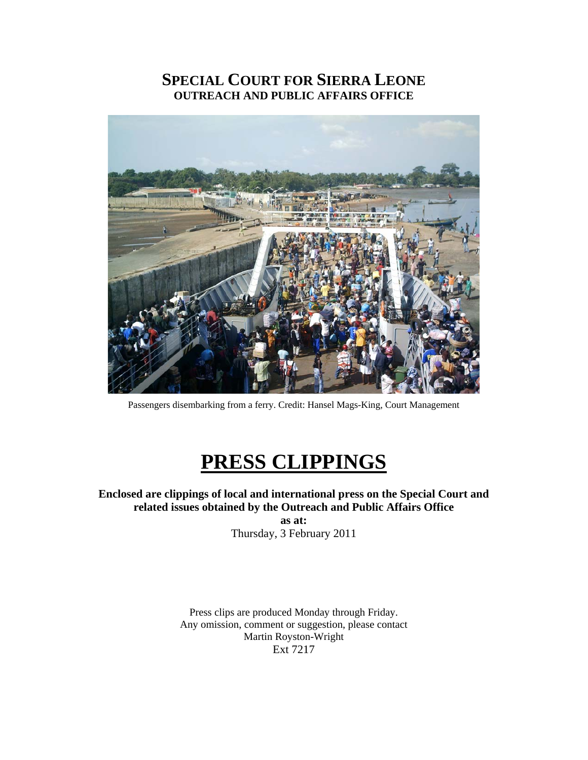# SPECIAL COURT FOR SIERRA LEONE
## OUTREACH AND PUBLIC AFFAIRS OFFICE

Passengers disembarking from a ferry. Credit: Hansel Mags-King, Court Management

# PRESS CLIPPINGS

**Enclosed are clippings of local and international press on the Special Court and related issues obtained by the Outreach and Public Affairs Office**

**as at:**

Thursday, 3 February 2011

Press clips are produced Monday through Friday.
Any omission, comment or suggestion, please contact
Martin Royston-Wright
Ext 7217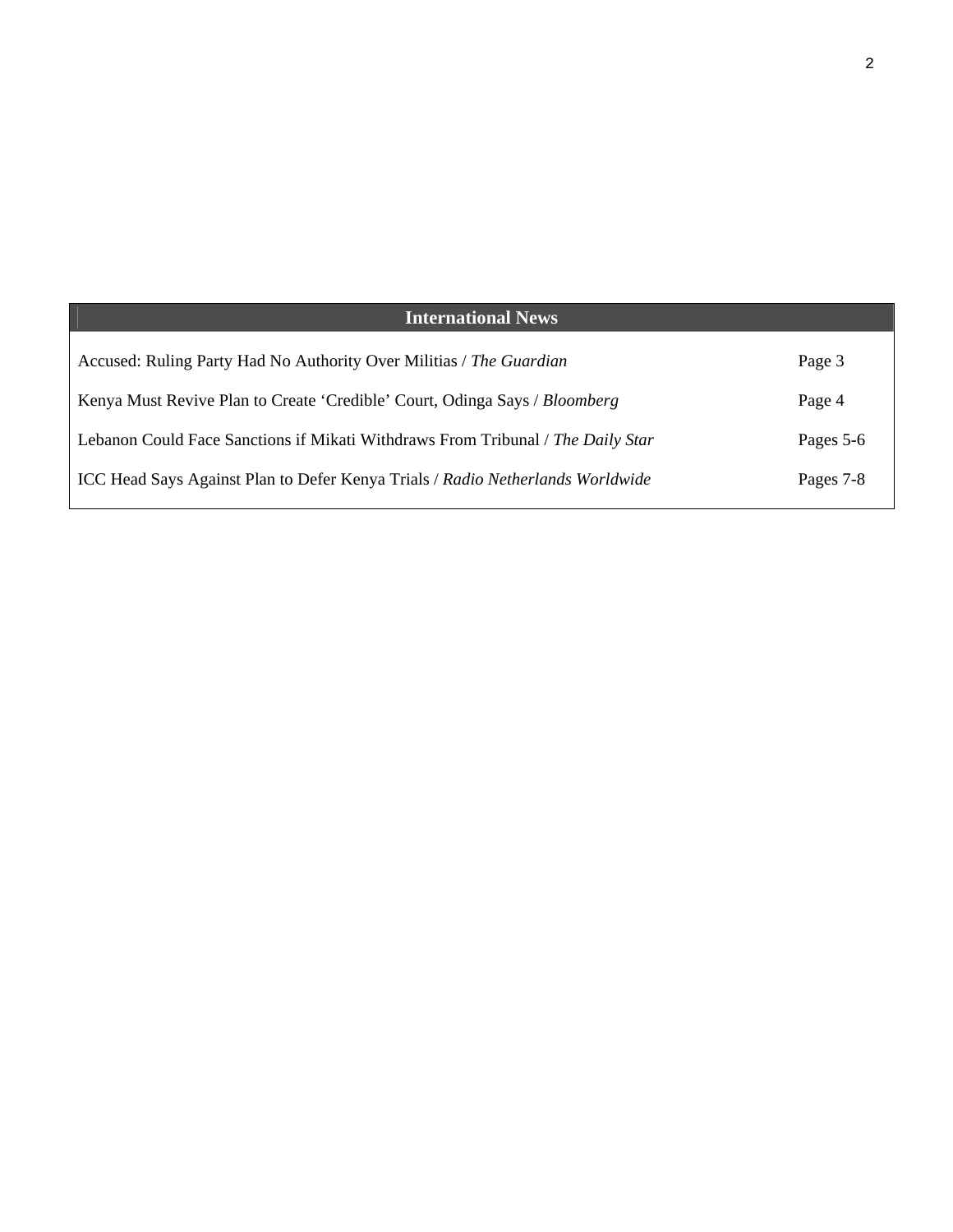| International News | |
|---|---|
| Accused: Ruling Party Had No Authority Over Militias / *The Guardian* | Page 3 |
| Kenya Must Revive Plan to Create ‘Credible’ Court, Odinga Says / *Bloomberg* | Page 4 |
| Lebanon Could Face Sanctions if Mikati Withdraws From Tribunal / *The Daily Star* | Pages 5-6 |
| ICC Head Says Against Plan to Defer Kenya Trials / *Radio Netherlands Worldwide* | Pages 7-8 |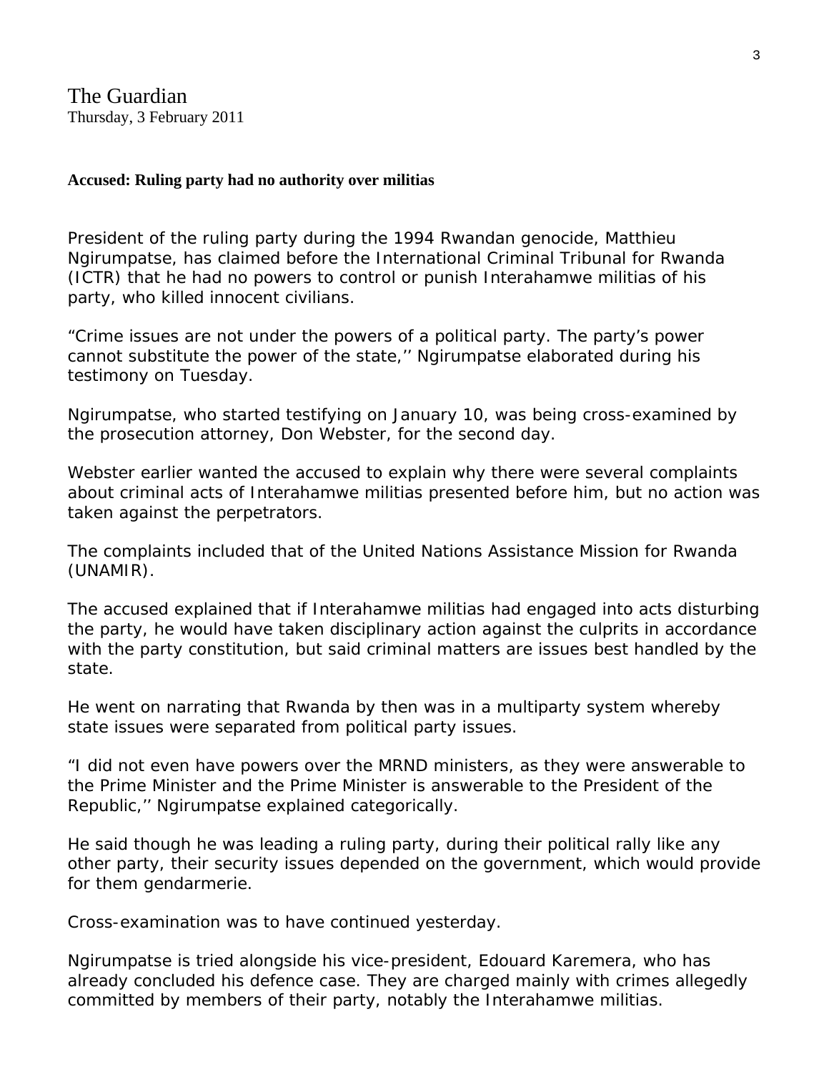The Guardian
Thursday, 3 February 2011

**Accused: Ruling party had no authority over militias**

President of the ruling party during the 1994 Rwandan genocide, Matthieu Ngirumpatse, has claimed before the International Criminal Tribunal for Rwanda (ICTR) that he had no powers to control or punish Interahamwe militias of his party, who killed innocent civilians.

"Crime issues are not under the powers of a political party. The party's power cannot substitute the power of the state,'' Ngirumpatse elaborated during his testimony on Tuesday.

Ngirumpatse, who started testifying on January 10, was being cross-examined by the prosecution attorney, Don Webster, for the second day.

Webster earlier wanted the accused to explain why there were several complaints about criminal acts of Interahamwe militias presented before him, but no action was taken against the perpetrators.

The complaints included that of the United Nations Assistance Mission for Rwanda (UNAMIR).

The accused explained that if Interahamwe militias had engaged into acts disturbing the party, he would have taken disciplinary action against the culprits in accordance with the party constitution, but said criminal matters are issues best handled by the state.

He went on narrating that Rwanda by then was in a multiparty system whereby state issues were separated from political party issues.

"I did not even have powers over the MRND ministers, as they were answerable to the Prime Minister and the Prime Minister is answerable to the President of the Republic,'' Ngirumpatse explained categorically.

He said though he was leading a ruling party, during their political rally like any other party, their security issues depended on the government, which would provide for them gendarmerie.

Cross-examination was to have continued yesterday.

Ngirumpatse is tried alongside his vice-president, Edouard Karemera, who has already concluded his defence case. They are charged mainly with crimes allegedly committed by members of their party, notably the Interahamwe militias.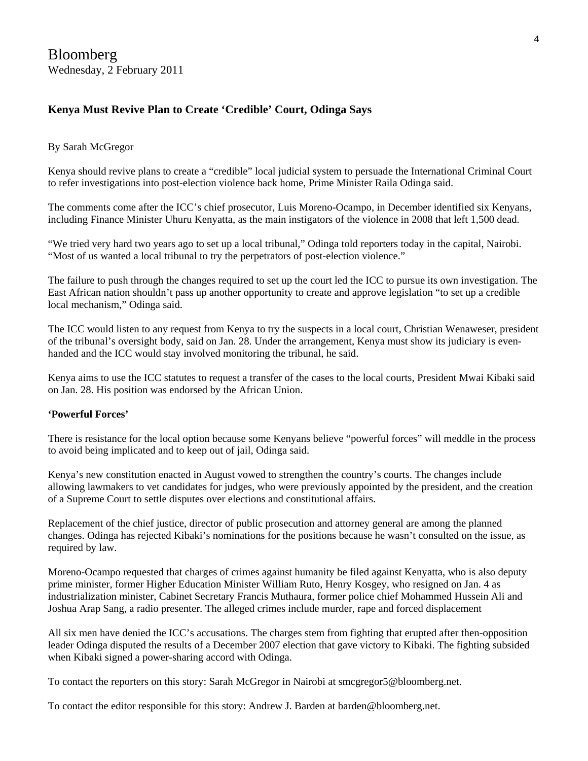# Bloomberg

Wednesday, 2 February 2011

### Kenya Must Revive Plan to Create 'Credible' Court, Odinga Says

By Sarah McGregor

Kenya should revive plans to create a "credible" local judicial system to persuade the International Criminal Court to refer investigations into post-election violence back home, Prime Minister Raila Odinga said.

The comments come after the ICC's chief prosecutor, Luis Moreno-Ocampo, in December identified six Kenyans, including Finance Minister Uhuru Kenyatta, as the main instigators of the violence in 2008 that left 1,500 dead.

"We tried very hard two years ago to set up a local tribunal," Odinga told reporters today in the capital, Nairobi. "Most of us wanted a local tribunal to try the perpetrators of post-election violence."

The failure to push through the changes required to set up the court led the ICC to pursue its own investigation. The East African nation shouldn't pass up another opportunity to create and approve legislation "to set up a credible local mechanism," Odinga said.

The ICC would listen to any request from Kenya to try the suspects in a local court, Christian Wenaweser, president of the tribunal's oversight body, said on Jan. 28. Under the arrangement, Kenya must show its judiciary is even-handed and the ICC would stay involved monitoring the tribunal, he said.

Kenya aims to use the ICC statutes to request a transfer of the cases to the local courts, President Mwai Kibaki said on Jan. 28. His position was endorsed by the African Union.

#### 'Powerful Forces'

There is resistance for the local option because some Kenyans believe "powerful forces" will meddle in the process to avoid being implicated and to keep out of jail, Odinga said.

Kenya's new constitution enacted in August vowed to strengthen the country's courts. The changes include allowing lawmakers to vet candidates for judges, who were previously appointed by the president, and the creation of a Supreme Court to settle disputes over elections and constitutional affairs.

Replacement of the chief justice, director of public prosecution and attorney general are among the planned changes. Odinga has rejected Kibaki's nominations for the positions because he wasn't consulted on the issue, as required by law.

Moreno-Ocampo requested that charges of crimes against humanity be filed against Kenyatta, who is also deputy prime minister, former Higher Education Minister William Ruto, Henry Kosgey, who resigned on Jan. 4 as industrialization minister, Cabinet Secretary Francis Muthaura, former police chief Mohammed Hussein Ali and Joshua Arap Sang, a radio presenter. The alleged crimes include murder, rape and forced displacement

All six men have denied the ICC's accusations. The charges stem from fighting that erupted after then-opposition leader Odinga disputed the results of a December 2007 election that gave victory to Kibaki. The fighting subsided when Kibaki signed a power-sharing accord with Odinga.

To contact the reporters on this story: Sarah McGregor in Nairobi at smcgregor5@bloomberg.net.

To contact the editor responsible for this story: Andrew J. Barden at barden@bloomberg.net.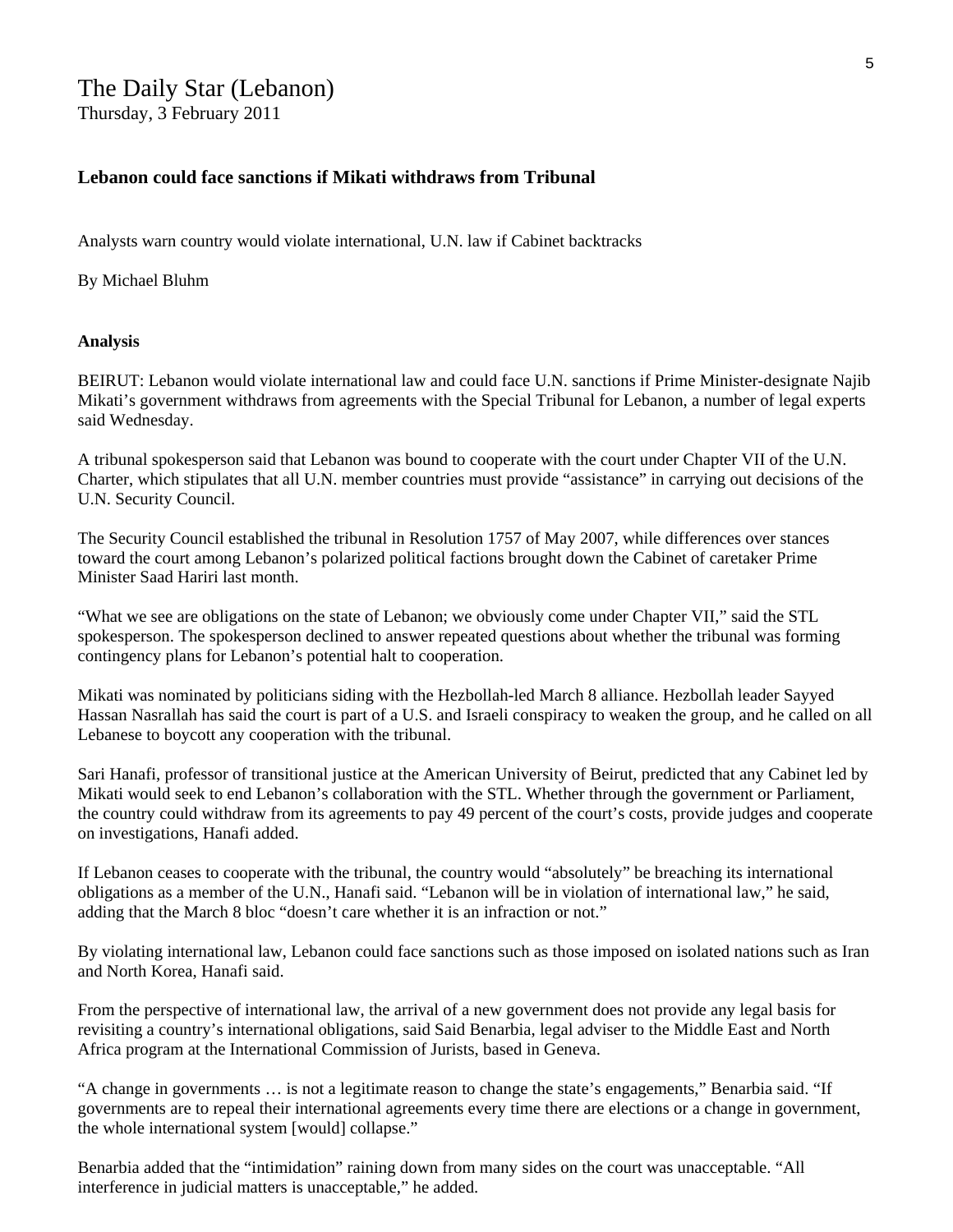# The Daily Star (Lebanon)

Thursday, 3 February 2011

### Lebanon could face sanctions if Mikati withdraws from Tribunal

Analysts warn country would violate international, U.N. law if Cabinet backtracks

By Michael Bluhm

**Analysis**

BEIRUT: Lebanon would violate international law and could face U.N. sanctions if Prime Minister-designate Najib Mikati's government withdraws from agreements with the Special Tribunal for Lebanon, a number of legal experts said Wednesday.

A tribunal spokesperson said that Lebanon was bound to cooperate with the court under Chapter VII of the U.N. Charter, which stipulates that all U.N. member countries must provide "assistance" in carrying out decisions of the U.N. Security Council.

The Security Council established the tribunal in Resolution 1757 of May 2007, while differences over stances toward the court among Lebanon's polarized political factions brought down the Cabinet of caretaker Prime Minister Saad Hariri last month.

"What we see are obligations on the state of Lebanon; we obviously come under Chapter VII," said the STL spokesperson. The spokesperson declined to answer repeated questions about whether the tribunal was forming contingency plans for Lebanon's potential halt to cooperation.

Mikati was nominated by politicians siding with the Hezbollah-led March 8 alliance. Hezbollah leader Sayyed Hassan Nasrallah has said the court is part of a U.S. and Israeli conspiracy to weaken the group, and he called on all Lebanese to boycott any cooperation with the tribunal.

Sari Hanafi, professor of transitional justice at the American University of Beirut, predicted that any Cabinet led by Mikati would seek to end Lebanon's collaboration with the STL. Whether through the government or Parliament, the country could withdraw from its agreements to pay 49 percent of the court's costs, provide judges and cooperate on investigations, Hanafi added.

If Lebanon ceases to cooperate with the tribunal, the country would "absolutely" be breaching its international obligations as a member of the U.N., Hanafi said. "Lebanon will be in violation of international law," he said, adding that the March 8 bloc "doesn't care whether it is an infraction or not."

By violating international law, Lebanon could face sanctions such as those imposed on isolated nations such as Iran and North Korea, Hanafi said.

From the perspective of international law, the arrival of a new government does not provide any legal basis for revisiting a country's international obligations, said Said Benarbia, legal adviser to the Middle East and North Africa program at the International Commission of Jurists, based in Geneva.

"A change in governments … is not a legitimate reason to change the state's engagements," Benarbia said. "If governments are to repeal their international agreements every time there are elections or a change in government, the whole international system [would] collapse."

Benarbia added that the "intimidation" raining down from many sides on the court was unacceptable. "All interference in judicial matters is unacceptable," he added.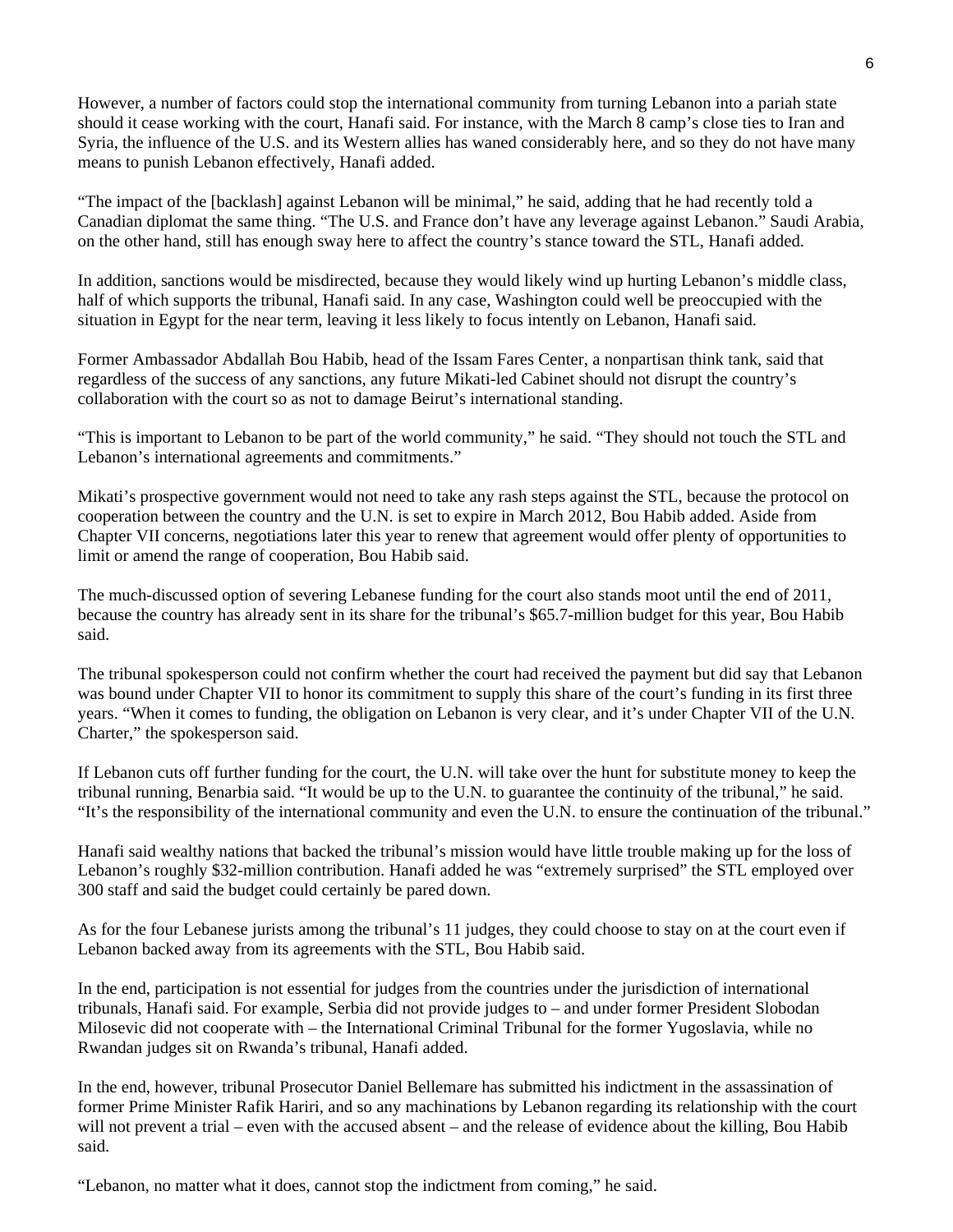However, a number of factors could stop the international community from turning Lebanon into a pariah state should it cease working with the court, Hanafi said. For instance, with the March 8 camp's close ties to Iran and Syria, the influence of the U.S. and its Western allies has waned considerably here, and so they do not have many means to punish Lebanon effectively, Hanafi added.

"The impact of the [backlash] against Lebanon will be minimal," he said, adding that he had recently told a Canadian diplomat the same thing. "The U.S. and France don't have any leverage against Lebanon." Saudi Arabia, on the other hand, still has enough sway here to affect the country's stance toward the STL, Hanafi added.

In addition, sanctions would be misdirected, because they would likely wind up hurting Lebanon's middle class, half of which supports the tribunal, Hanafi said. In any case, Washington could well be preoccupied with the situation in Egypt for the near term, leaving it less likely to focus intently on Lebanon, Hanafi said.

Former Ambassador Abdallah Bou Habib, head of the Issam Fares Center, a nonpartisan think tank, said that regardless of the success of any sanctions, any future Mikati-led Cabinet should not disrupt the country's collaboration with the court so as not to damage Beirut's international standing.

"This is important to Lebanon to be part of the world community," he said. "They should not touch the STL and Lebanon's international agreements and commitments."

Mikati's prospective government would not need to take any rash steps against the STL, because the protocol on cooperation between the country and the U.N. is set to expire in March 2012, Bou Habib added. Aside from Chapter VII concerns, negotiations later this year to renew that agreement would offer plenty of opportunities to limit or amend the range of cooperation, Bou Habib said.

The much-discussed option of severing Lebanese funding for the court also stands moot until the end of 2011, because the country has already sent in its share for the tribunal's $65.7-million budget for this year, Bou Habib said.

The tribunal spokesperson could not confirm whether the court had received the payment but did say that Lebanon was bound under Chapter VII to honor its commitment to supply this share of the court's funding in its first three years. "When it comes to funding, the obligation on Lebanon is very clear, and it's under Chapter VII of the U.N. Charter," the spokesperson said.

If Lebanon cuts off further funding for the court, the U.N. will take over the hunt for substitute money to keep the tribunal running, Benarbia said. "It would be up to the U.N. to guarantee the continuity of the tribunal," he said. "It's the responsibility of the international community and even the U.N. to ensure the continuation of the tribunal."

Hanafi said wealthy nations that backed the tribunal's mission would have little trouble making up for the loss of Lebanon's roughly $32-million contribution. Hanafi added he was "extremely surprised" the STL employed over 300 staff and said the budget could certainly be pared down.

As for the four Lebanese jurists among the tribunal's 11 judges, they could choose to stay on at the court even if Lebanon backed away from its agreements with the STL, Bou Habib said.

In the end, participation is not essential for judges from the countries under the jurisdiction of international tribunals, Hanafi said. For example, Serbia did not provide judges to – and under former President Slobodan Milosevic did not cooperate with – the International Criminal Tribunal for the former Yugoslavia, while no Rwandan judges sit on Rwanda's tribunal, Hanafi added.

In the end, however, tribunal Prosecutor Daniel Bellemare has submitted his indictment in the assassination of former Prime Minister Rafik Hariri, and so any machinations by Lebanon regarding its relationship with the court will not prevent a trial – even with the accused absent – and the release of evidence about the killing, Bou Habib said.

"Lebanon, no matter what it does, cannot stop the indictment from coming," he said.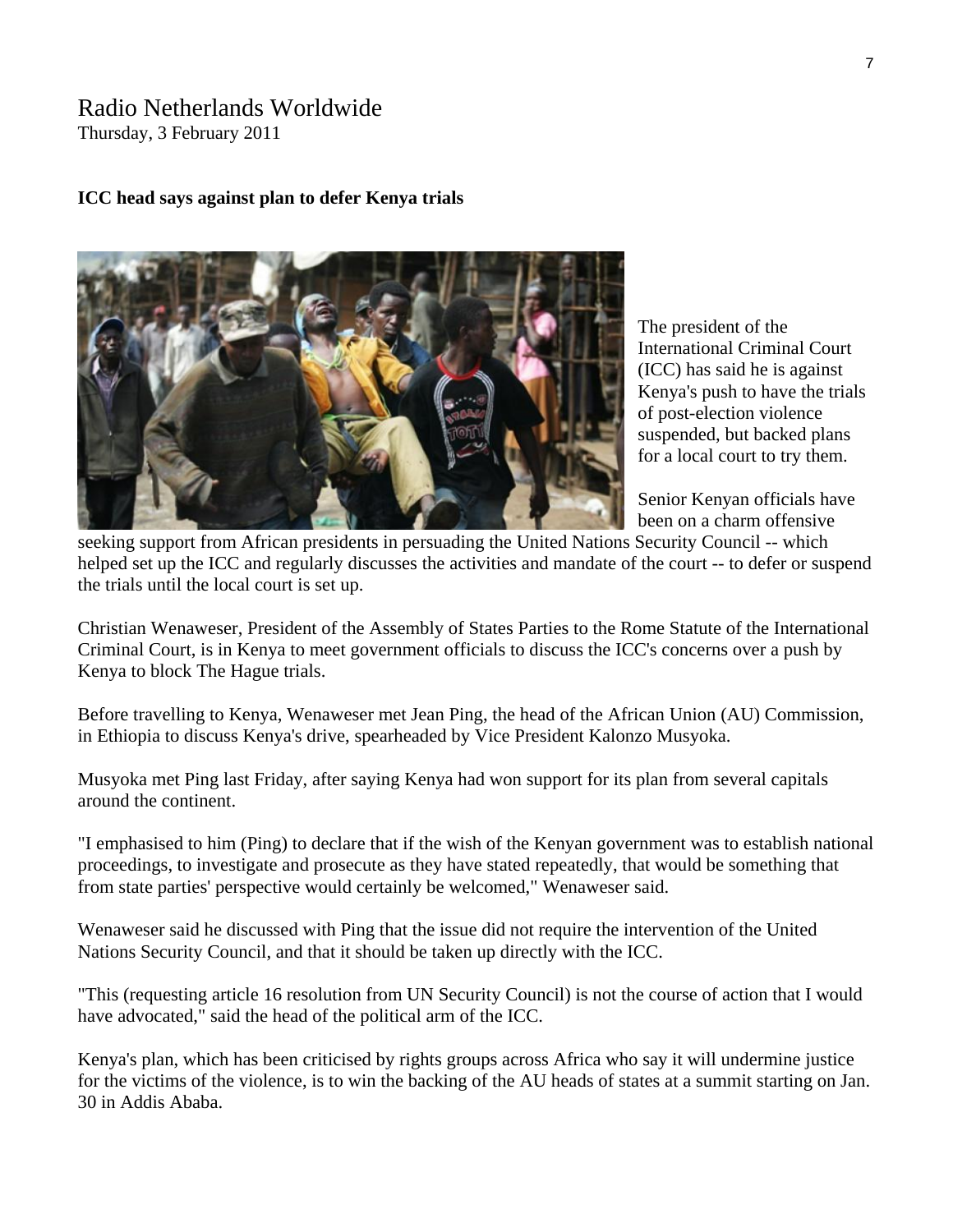Radio Netherlands Worldwide
Thursday, 3 February 2011

**ICC head says against plan to defer Kenya trials**

The president of the International Criminal Court (ICC) has said he is against Kenya's push to have the trials of post-election violence suspended, but backed plans for a local court to try them.

Senior Kenyan officials have been on a charm offensive seeking support from African presidents in persuading the United Nations Security Council -- which helped set up the ICC and regularly discusses the activities and mandate of the court -- to defer or suspend the trials until the local court is set up.

Christian Wenaweser, President of the Assembly of States Parties to the Rome Statute of the International Criminal Court, is in Kenya to meet government officials to discuss the ICC's concerns over a push by Kenya to block The Hague trials.

Before travelling to Kenya, Wenaweser met Jean Ping, the head of the African Union (AU) Commission, in Ethiopia to discuss Kenya's drive, spearheaded by Vice President Kalonzo Musyoka.

Musyoka met Ping last Friday, after saying Kenya had won support for its plan from several capitals around the continent.

"I emphasised to him (Ping) to declare that if the wish of the Kenyan government was to establish national proceedings, to investigate and prosecute as they have stated repeatedly, that would be something that from state parties' perspective would certainly be welcomed," Wenaweser said.

Wenaweser said he discussed with Ping that the issue did not require the intervention of the United Nations Security Council, and that it should be taken up directly with the ICC.

"This (requesting article 16 resolution from UN Security Council) is not the course of action that I would have advocated," said the head of the political arm of the ICC.

Kenya's plan, which has been criticised by rights groups across Africa who say it will undermine justice for the victims of the violence, is to win the backing of the AU heads of states at a summit starting on Jan. 30 in Addis Ababa.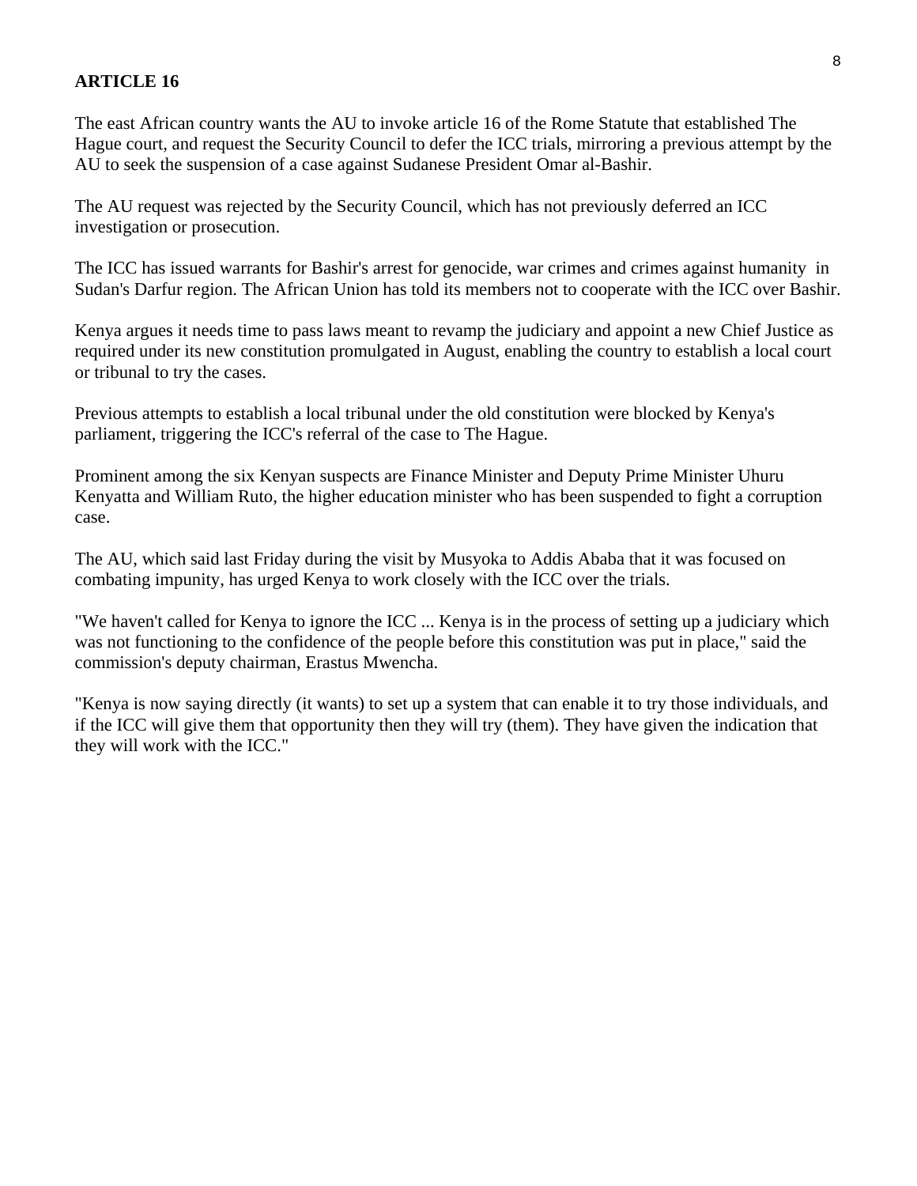**ARTICLE 16**

The east African country wants the AU to invoke article 16 of the Rome Statute that established The Hague court, and request the Security Council to defer the ICC trials, mirroring a previous attempt by the AU to seek the suspension of a case against Sudanese President Omar al-Bashir.

The AU request was rejected by the Security Council, which has not previously deferred an ICC investigation or prosecution.

The ICC has issued warrants for Bashir's arrest for genocide, war crimes and crimes against humanity in Sudan's Darfur region. The African Union has told its members not to cooperate with the ICC over Bashir.

Kenya argues it needs time to pass laws meant to revamp the judiciary and appoint a new Chief Justice as required under its new constitution promulgated in August, enabling the country to establish a local court or tribunal to try the cases.

Previous attempts to establish a local tribunal under the old constitution were blocked by Kenya's parliament, triggering the ICC's referral of the case to The Hague.

Prominent among the six Kenyan suspects are Finance Minister and Deputy Prime Minister Uhuru Kenyatta and William Ruto, the higher education minister who has been suspended to fight a corruption case.

The AU, which said last Friday during the visit by Musyoka to Addis Ababa that it was focused on combating impunity, has urged Kenya to work closely with the ICC over the trials.

"We haven't called for Kenya to ignore the ICC ... Kenya is in the process of setting up a judiciary which was not functioning to the confidence of the people before this constitution was put in place," said the commission's deputy chairman, Erastus Mwencha.

"Kenya is now saying directly (it wants) to set up a system that can enable it to try those individuals, and if the ICC will give them that opportunity then they will try (them). They have given the indication that they will work with the ICC."